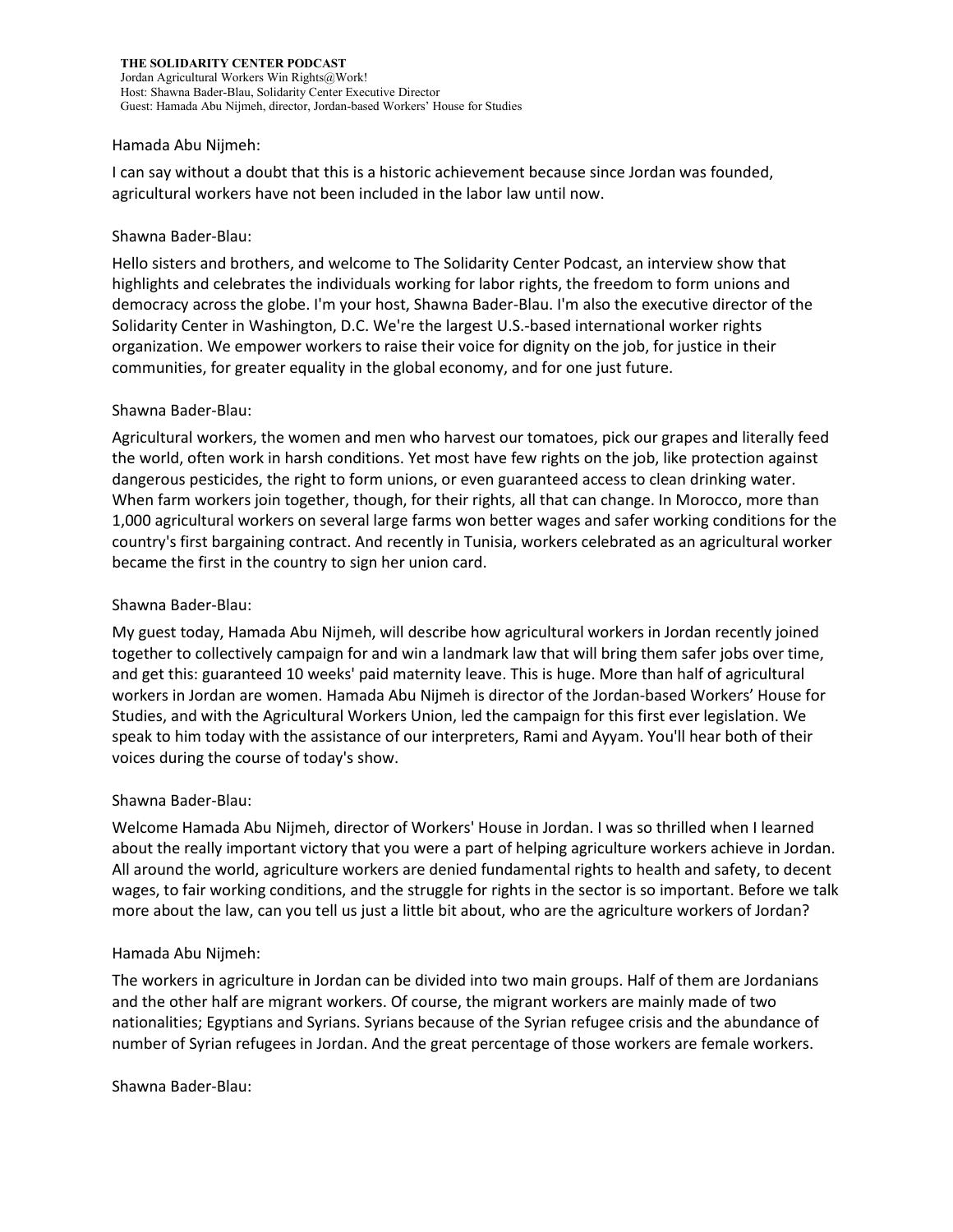**THE SOLIDARITY CENTER PODCAST**
Jordan Agricultural Workers Win Rights@Work!
Host: Shawna Bader-Blau, Solidarity Center Executive Director
Guest: Hamada Abu Nijmeh, director, Jordan-based Workers' House for Studies

Hamada Abu Nijmeh:

I can say without a doubt that this is a historic achievement because since Jordan was founded, agricultural workers have not been included in the labor law until now.

Shawna Bader-Blau:

Hello sisters and brothers, and welcome to The Solidarity Center Podcast, an interview show that highlights and celebrates the individuals working for labor rights, the freedom to form unions and democracy across the globe. I'm your host, Shawna Bader-Blau. I'm also the executive director of the Solidarity Center in Washington, D.C. We're the largest U.S.-based international worker rights organization. We empower workers to raise their voice for dignity on the job, for justice in their communities, for greater equality in the global economy, and for one just future.

Shawna Bader-Blau:

Agricultural workers, the women and men who harvest our tomatoes, pick our grapes and literally feed the world, often work in harsh conditions. Yet most have few rights on the job, like protection against dangerous pesticides, the right to form unions, or even guaranteed access to clean drinking water. When farm workers join together, though, for their rights, all that can change. In Morocco, more than 1,000 agricultural workers on several large farms won better wages and safer working conditions for the country's first bargaining contract. And recently in Tunisia, workers celebrated as an agricultural worker became the first in the country to sign her union card.

Shawna Bader-Blau:

My guest today, Hamada Abu Nijmeh, will describe how agricultural workers in Jordan recently joined together to collectively campaign for and win a landmark law that will bring them safer jobs over time, and get this: guaranteed 10 weeks' paid maternity leave. This is huge. More than half of agricultural workers in Jordan are women. Hamada Abu Nijmeh is director of the Jordan-based Workers' House for Studies, and with the Agricultural Workers Union, led the campaign for this first ever legislation. We speak to him today with the assistance of our interpreters, Rami and Ayyam. You'll hear both of their voices during the course of today's show.

Shawna Bader-Blau:

Welcome Hamada Abu Nijmeh, director of Workers' House in Jordan. I was so thrilled when I learned about the really important victory that you were a part of helping agriculture workers achieve in Jordan. All around the world, agriculture workers are denied fundamental rights to health and safety, to decent wages, to fair working conditions, and the struggle for rights in the sector is so important. Before we talk more about the law, can you tell us just a little bit about, who are the agriculture workers of Jordan?

Hamada Abu Nijmeh:

The workers in agriculture in Jordan can be divided into two main groups. Half of them are Jordanians and the other half are migrant workers. Of course, the migrant workers are mainly made of two nationalities; Egyptians and Syrians. Syrians because of the Syrian refugee crisis and the abundance of number of Syrian refugees in Jordan. And the great percentage of those workers are female workers.

Shawna Bader-Blau: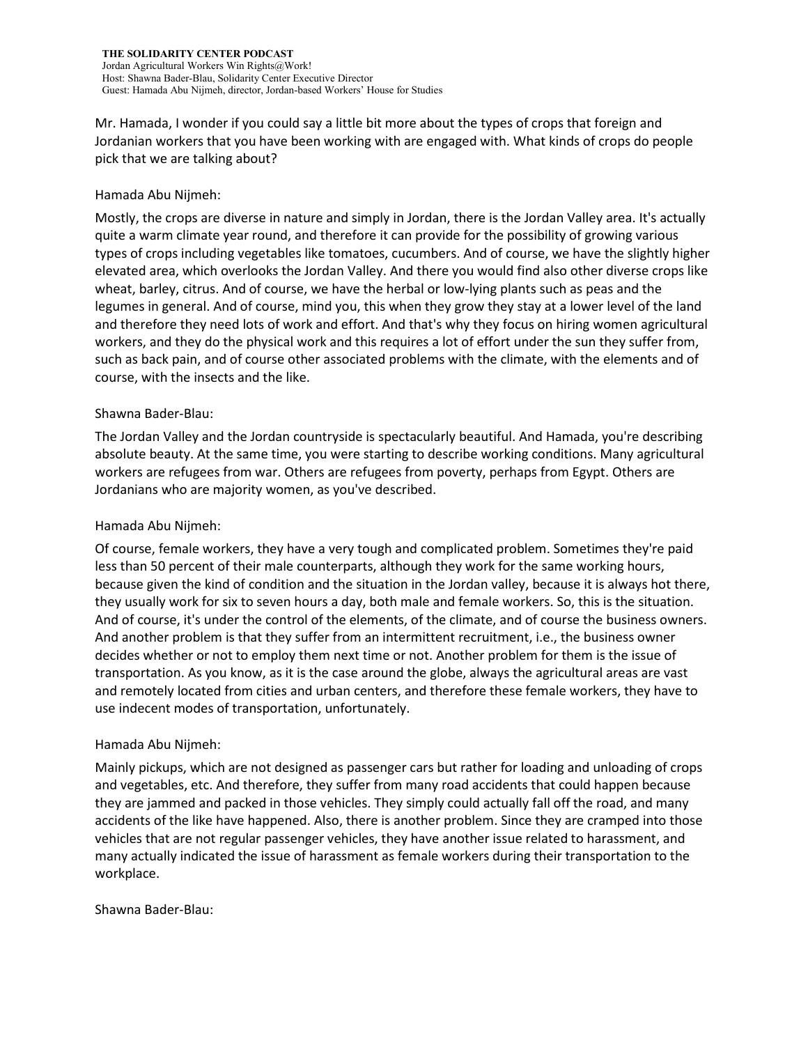Mr. Hamada, I wonder if you could say a little bit more about the types of crops that foreign and Jordanian workers that you have been working with are engaged with. What kinds of crops do people pick that we are talking about?

Hamada Abu Nijmeh:

Mostly, the crops are diverse in nature and simply in Jordan, there is the Jordan Valley area. It's actually quite a warm climate year round, and therefore it can provide for the possibility of growing various types of crops including vegetables like tomatoes, cucumbers. And of course, we have the slightly higher elevated area, which overlooks the Jordan Valley. And there you would find also other diverse crops like wheat, barley, citrus. And of course, we have the herbal or low-lying plants such as peas and the legumes in general. And of course, mind you, this when they grow they stay at a lower level of the land and therefore they need lots of work and effort. And that's why they focus on hiring women agricultural workers, and they do the physical work and this requires a lot of effort under the sun they suffer from, such as back pain, and of course other associated problems with the climate, with the elements and of course, with the insects and the like.

Shawna Bader-Blau:

The Jordan Valley and the Jordan countryside is spectacularly beautiful. And Hamada, you're describing absolute beauty. At the same time, you were starting to describe working conditions. Many agricultural workers are refugees from war. Others are refugees from poverty, perhaps from Egypt. Others are Jordanians who are majority women, as you've described.

Hamada Abu Nijmeh:

Of course, female workers, they have a very tough and complicated problem. Sometimes they're paid less than 50 percent of their male counterparts, although they work for the same working hours, because given the kind of condition and the situation in the Jordan valley, because it is always hot there, they usually work for six to seven hours a day, both male and female workers. So, this is the situation. And of course, it's under the control of the elements, of the climate, and of course the business owners. And another problem is that they suffer from an intermittent recruitment, i.e., the business owner decides whether or not to employ them next time or not. Another problem for them is the issue of transportation. As you know, as it is the case around the globe, always the agricultural areas are vast and remotely located from cities and urban centers, and therefore these female workers, they have to use indecent modes of transportation, unfortunately.

Hamada Abu Nijmeh:

Mainly pickups, which are not designed as passenger cars but rather for loading and unloading of crops and vegetables, etc. And therefore, they suffer from many road accidents that could happen because they are jammed and packed in those vehicles. They simply could actually fall off the road, and many accidents of the like have happened. Also, there is another problem. Since they are cramped into those vehicles that are not regular passenger vehicles, they have another issue related to harassment, and many actually indicated the issue of harassment as female workers during their transportation to the workplace.

Shawna Bader-Blau: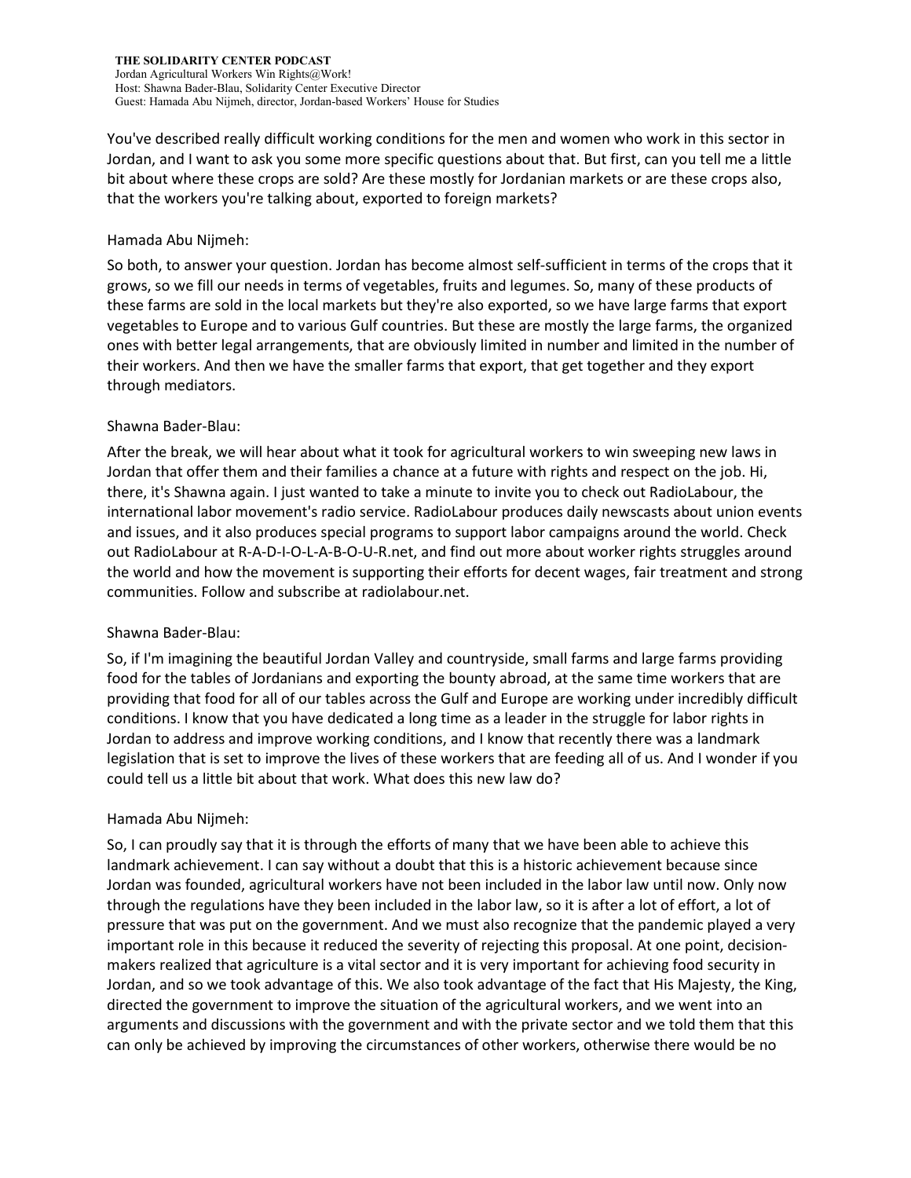You've described really difficult working conditions for the men and women who work in this sector in Jordan, and I want to ask you some more specific questions about that. But first, can you tell me a little bit about where these crops are sold? Are these mostly for Jordanian markets or are these crops also, that the workers you're talking about, exported to foreign markets?

Hamada Abu Nijmeh:

So both, to answer your question. Jordan has become almost self-sufficient in terms of the crops that it grows, so we fill our needs in terms of vegetables, fruits and legumes. So, many of these products of these farms are sold in the local markets but they're also exported, so we have large farms that export vegetables to Europe and to various Gulf countries. But these are mostly the large farms, the organized ones with better legal arrangements, that are obviously limited in number and limited in the number of their workers. And then we have the smaller farms that export, that get together and they export through mediators.

Shawna Bader-Blau:

After the break, we will hear about what it took for agricultural workers to win sweeping new laws in Jordan that offer them and their families a chance at a future with rights and respect on the job. Hi, there, it's Shawna again. I just wanted to take a minute to invite you to check out RadioLabour, the international labor movement's radio service. RadioLabour produces daily newscasts about union events and issues, and it also produces special programs to support labor campaigns around the world. Check out RadioLabour at R-A-D-I-O-L-A-B-O-U-R.net, and find out more about worker rights struggles around the world and how the movement is supporting their efforts for decent wages, fair treatment and strong communities. Follow and subscribe at radiolabour.net.

Shawna Bader-Blau:

So, if I'm imagining the beautiful Jordan Valley and countryside, small farms and large farms providing food for the tables of Jordanians and exporting the bounty abroad, at the same time workers that are providing that food for all of our tables across the Gulf and Europe are working under incredibly difficult conditions. I know that you have dedicated a long time as a leader in the struggle for labor rights in Jordan to address and improve working conditions, and I know that recently there was a landmark legislation that is set to improve the lives of these workers that are feeding all of us. And I wonder if you could tell us a little bit about that work. What does this new law do?

Hamada Abu Nijmeh:

So, I can proudly say that it is through the efforts of many that we have been able to achieve this landmark achievement. I can say without a doubt that this is a historic achievement because since Jordan was founded, agricultural workers have not been included in the labor law until now. Only now through the regulations have they been included in the labor law, so it is after a lot of effort, a lot of pressure that was put on the government. And we must also recognize that the pandemic played a very important role in this because it reduced the severity of rejecting this proposal. At one point, decision-makers realized that agriculture is a vital sector and it is very important for achieving food security in Jordan, and so we took advantage of this. We also took advantage of the fact that His Majesty, the King, directed the government to improve the situation of the agricultural workers, and we went into an arguments and discussions with the government and with the private sector and we told them that this can only be achieved by improving the circumstances of other workers, otherwise there would be no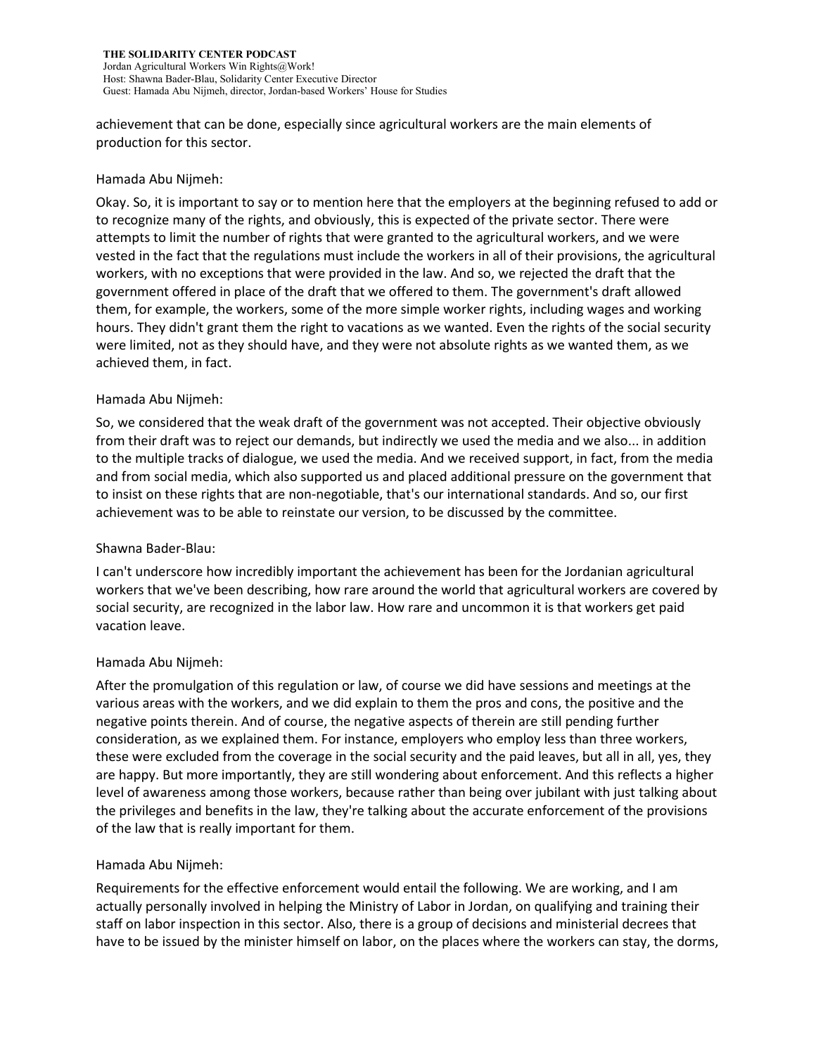achievement that can be done, especially since agricultural workers are the main elements of production for this sector.

Hamada Abu Nijmeh:

Okay. So, it is important to say or to mention here that the employers at the beginning refused to add or to recognize many of the rights, and obviously, this is expected of the private sector. There were attempts to limit the number of rights that were granted to the agricultural workers, and we were vested in the fact that the regulations must include the workers in all of their provisions, the agricultural workers, with no exceptions that were provided in the law. And so, we rejected the draft that the government offered in place of the draft that we offered to them. The government's draft allowed them, for example, the workers, some of the more simple worker rights, including wages and working hours. They didn't grant them the right to vacations as we wanted. Even the rights of the social security were limited, not as they should have, and they were not absolute rights as we wanted them, as we achieved them, in fact.

Hamada Abu Nijmeh:

So, we considered that the weak draft of the government was not accepted. Their objective obviously from their draft was to reject our demands, but indirectly we used the media and we also... in addition to the multiple tracks of dialogue, we used the media. And we received support, in fact, from the media and from social media, which also supported us and placed additional pressure on the government that to insist on these rights that are non-negotiable, that's our international standards. And so, our first achievement was to be able to reinstate our version, to be discussed by the committee.

Shawna Bader-Blau:

I can't underscore how incredibly important the achievement has been for the Jordanian agricultural workers that we've been describing, how rare around the world that agricultural workers are covered by social security, are recognized in the labor law. How rare and uncommon it is that workers get paid vacation leave.

Hamada Abu Nijmeh:

After the promulgation of this regulation or law, of course we did have sessions and meetings at the various areas with the workers, and we did explain to them the pros and cons, the positive and the negative points therein. And of course, the negative aspects of therein are still pending further consideration, as we explained them. For instance, employers who employ less than three workers, these were excluded from the coverage in the social security and the paid leaves, but all in all, yes, they are happy. But more importantly, they are still wondering about enforcement. And this reflects a higher level of awareness among those workers, because rather than being over jubilant with just talking about the privileges and benefits in the law, they're talking about the accurate enforcement of the provisions of the law that is really important for them.

Hamada Abu Nijmeh:

Requirements for the effective enforcement would entail the following. We are working, and I am actually personally involved in helping the Ministry of Labor in Jordan, on qualifying and training their staff on labor inspection in this sector. Also, there is a group of decisions and ministerial decrees that have to be issued by the minister himself on labor, on the places where the workers can stay, the dorms,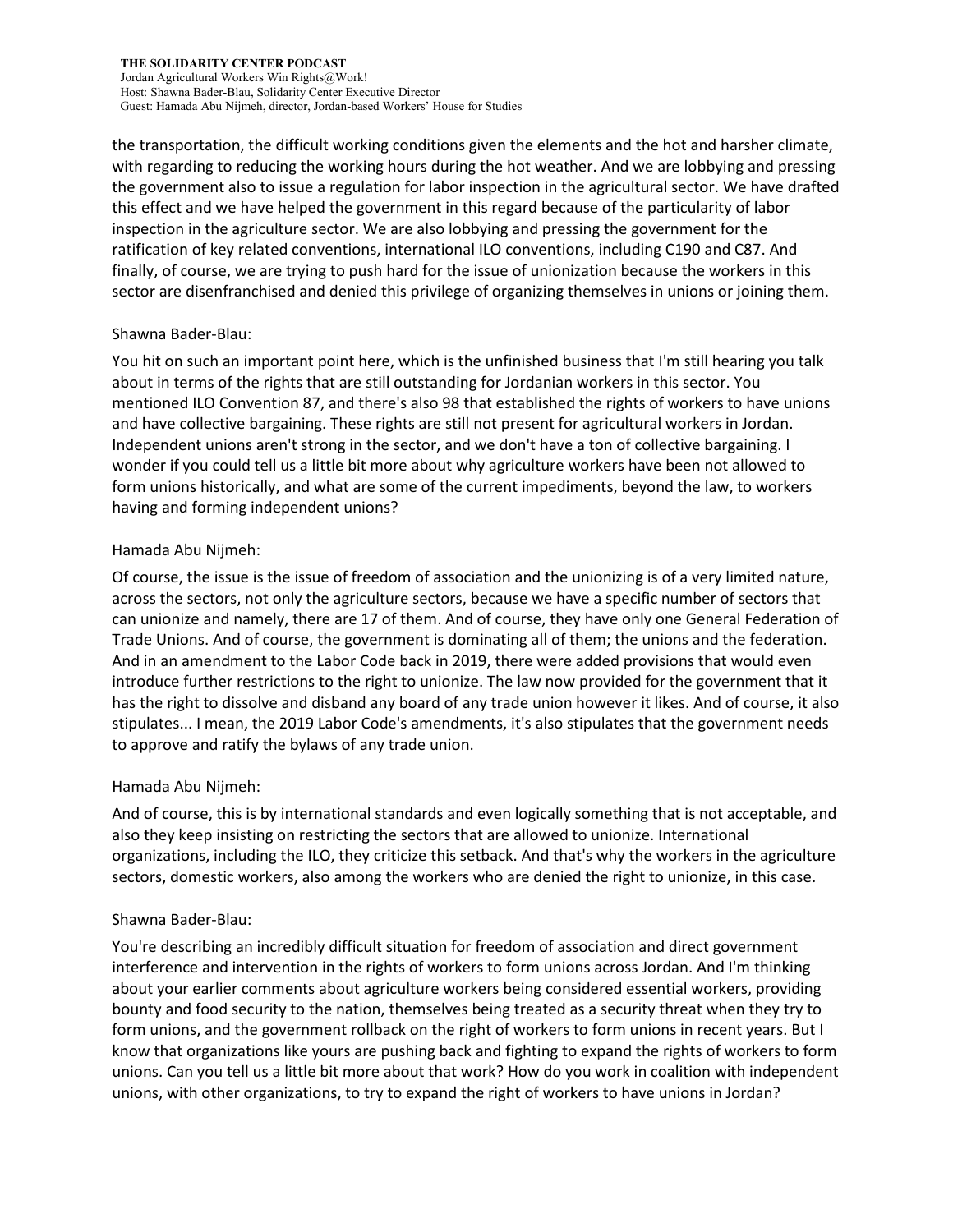the transportation, the difficult working conditions given the elements and the hot and harsher climate, with regarding to reducing the working hours during the hot weather. And we are lobbying and pressing the government also to issue a regulation for labor inspection in the agricultural sector. We have drafted this effect and we have helped the government in this regard because of the particularity of labor inspection in the agriculture sector. We are also lobbying and pressing the government for the ratification of key related conventions, international ILO conventions, including C190 and C87. And finally, of course, we are trying to push hard for the issue of unionization because the workers in this sector are disenfranchised and denied this privilege of organizing themselves in unions or joining them.

Shawna Bader-Blau:

You hit on such an important point here, which is the unfinished business that I'm still hearing you talk about in terms of the rights that are still outstanding for Jordanian workers in this sector. You mentioned ILO Convention 87, and there's also 98 that established the rights of workers to have unions and have collective bargaining. These rights are still not present for agricultural workers in Jordan. Independent unions aren't strong in the sector, and we don't have a ton of collective bargaining. I wonder if you could tell us a little bit more about why agriculture workers have been not allowed to form unions historically, and what are some of the current impediments, beyond the law, to workers having and forming independent unions?

Hamada Abu Nijmeh:

Of course, the issue is the issue of freedom of association and the unionizing is of a very limited nature, across the sectors, not only the agriculture sectors, because we have a specific number of sectors that can unionize and namely, there are 17 of them. And of course, they have only one General Federation of Trade Unions. And of course, the government is dominating all of them; the unions and the federation. And in an amendment to the Labor Code back in 2019, there were added provisions that would even introduce further restrictions to the right to unionize. The law now provided for the government that it has the right to dissolve and disband any board of any trade union however it likes. And of course, it also stipulates... I mean, the 2019 Labor Code's amendments, it's also stipulates that the government needs to approve and ratify the bylaws of any trade union.

Hamada Abu Nijmeh:

And of course, this is by international standards and even logically something that is not acceptable, and also they keep insisting on restricting the sectors that are allowed to unionize. International organizations, including the ILO, they criticize this setback. And that's why the workers in the agriculture sectors, domestic workers, also among the workers who are denied the right to unionize, in this case.

Shawna Bader-Blau:

You're describing an incredibly difficult situation for freedom of association and direct government interference and intervention in the rights of workers to form unions across Jordan. And I'm thinking about your earlier comments about agriculture workers being considered essential workers, providing bounty and food security to the nation, themselves being treated as a security threat when they try to form unions, and the government rollback on the right of workers to form unions in recent years. But I know that organizations like yours are pushing back and fighting to expand the rights of workers to form unions. Can you tell us a little bit more about that work? How do you work in coalition with independent unions, with other organizations, to try to expand the right of workers to have unions in Jordan?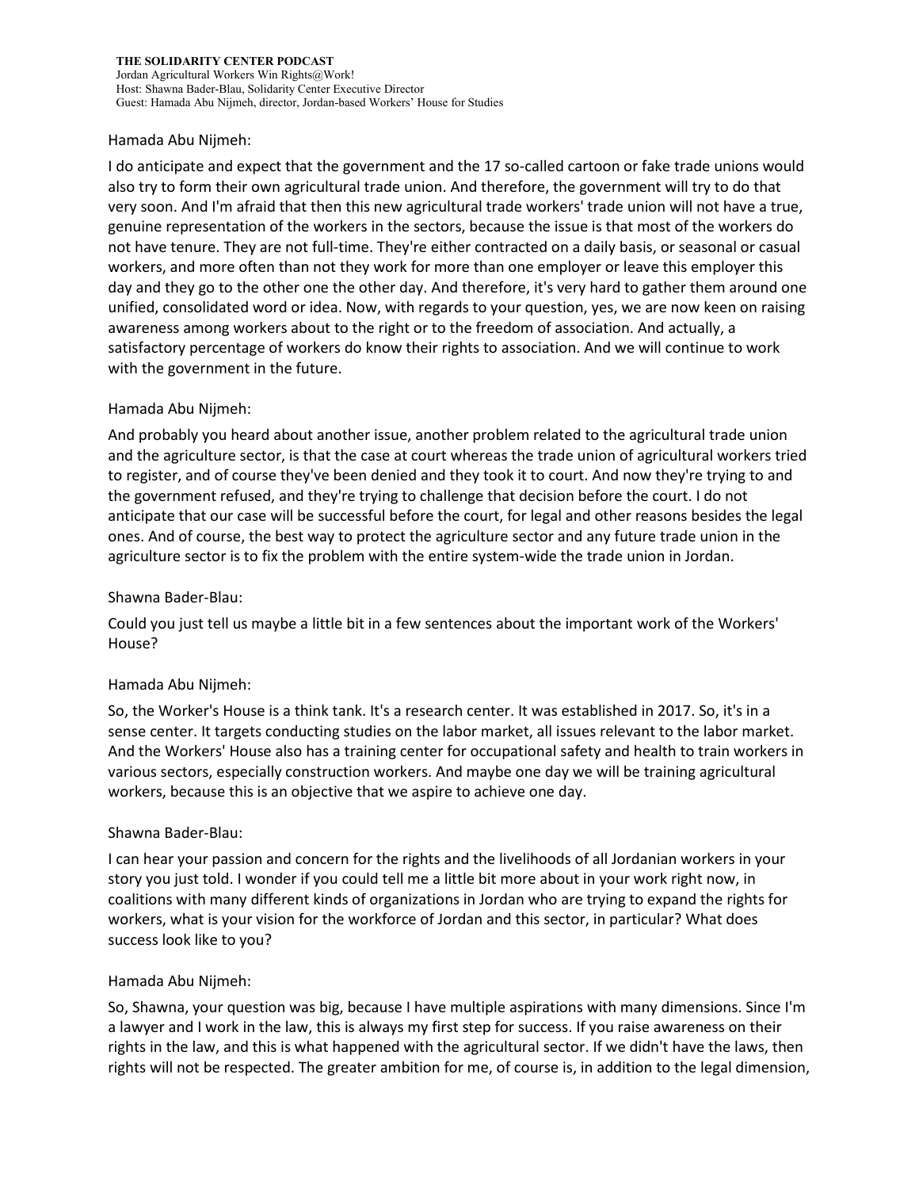Hamada Abu Nijmeh:

I do anticipate and expect that the government and the 17 so-called cartoon or fake trade unions would also try to form their own agricultural trade union. And therefore, the government will try to do that very soon. And I'm afraid that then this new agricultural trade workers' trade union will not have a true, genuine representation of the workers in the sectors, because the issue is that most of the workers do not have tenure. They are not full-time. They're either contracted on a daily basis, or seasonal or casual workers, and more often than not they work for more than one employer or leave this employer this day and they go to the other one the other day. And therefore, it's very hard to gather them around one unified, consolidated word or idea. Now, with regards to your question, yes, we are now keen on raising awareness among workers about to the right or to the freedom of association. And actually, a satisfactory percentage of workers do know their rights to association. And we will continue to work with the government in the future.

Hamada Abu Nijmeh:

And probably you heard about another issue, another problem related to the agricultural trade union and the agriculture sector, is that the case at court whereas the trade union of agricultural workers tried to register, and of course they've been denied and they took it to court. And now they're trying to and the government refused, and they're trying to challenge that decision before the court. I do not anticipate that our case will be successful before the court, for legal and other reasons besides the legal ones. And of course, the best way to protect the agriculture sector and any future trade union in the agriculture sector is to fix the problem with the entire system-wide the trade union in Jordan.

Shawna Bader-Blau:

Could you just tell us maybe a little bit in a few sentences about the important work of the Workers' House?

Hamada Abu Nijmeh:

So, the Worker's House is a think tank. It's a research center. It was established in 2017. So, it's in a sense center. It targets conducting studies on the labor market, all issues relevant to the labor market. And the Workers' House also has a training center for occupational safety and health to train workers in various sectors, especially construction workers. And maybe one day we will be training agricultural workers, because this is an objective that we aspire to achieve one day.

Shawna Bader-Blau:

I can hear your passion and concern for the rights and the livelihoods of all Jordanian workers in your story you just told. I wonder if you could tell me a little bit more about in your work right now, in coalitions with many different kinds of organizations in Jordan who are trying to expand the rights for workers, what is your vision for the workforce of Jordan and this sector, in particular? What does success look like to you?

Hamada Abu Nijmeh:

So, Shawna, your question was big, because I have multiple aspirations with many dimensions. Since I'm a lawyer and I work in the law, this is always my first step for success. If you raise awareness on their rights in the law, and this is what happened with the agricultural sector. If we didn't have the laws, then rights will not be respected. The greater ambition for me, of course is, in addition to the legal dimension,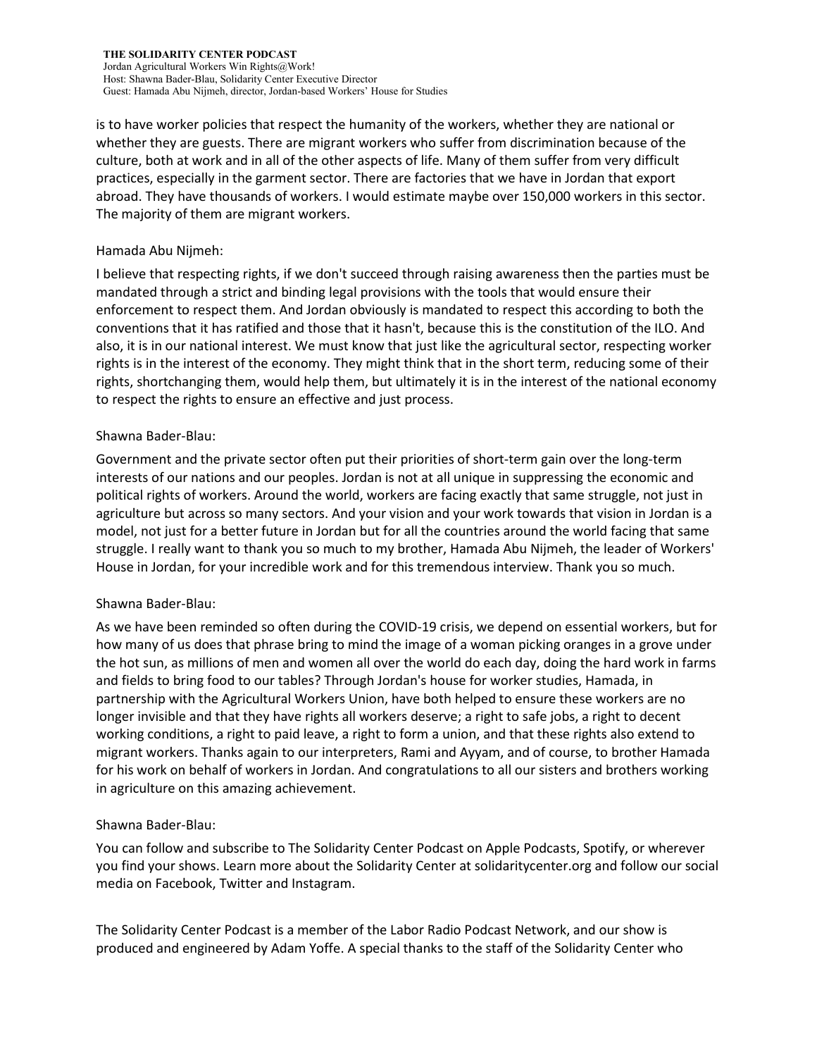is to have worker policies that respect the humanity of the workers, whether they are national or whether they are guests. There are migrant workers who suffer from discrimination because of the culture, both at work and in all of the other aspects of life. Many of them suffer from very difficult practices, especially in the garment sector. There are factories that we have in Jordan that export abroad. They have thousands of workers. I would estimate maybe over 150,000 workers in this sector. The majority of them are migrant workers.

Hamada Abu Nijmeh:

I believe that respecting rights, if we don't succeed through raising awareness then the parties must be mandated through a strict and binding legal provisions with the tools that would ensure their enforcement to respect them. And Jordan obviously is mandated to respect this according to both the conventions that it has ratified and those that it hasn't, because this is the constitution of the ILO. And also, it is in our national interest. We must know that just like the agricultural sector, respecting worker rights is in the interest of the economy. They might think that in the short term, reducing some of their rights, shortchanging them, would help them, but ultimately it is in the interest of the national economy to respect the rights to ensure an effective and just process.

Shawna Bader-Blau:

Government and the private sector often put their priorities of short-term gain over the long-term interests of our nations and our peoples. Jordan is not at all unique in suppressing the economic and political rights of workers. Around the world, workers are facing exactly that same struggle, not just in agriculture but across so many sectors. And your vision and your work towards that vision in Jordan is a model, not just for a better future in Jordan but for all the countries around the world facing that same struggle. I really want to thank you so much to my brother, Hamada Abu Nijmeh, the leader of Workers' House in Jordan, for your incredible work and for this tremendous interview. Thank you so much.

Shawna Bader-Blau:

As we have been reminded so often during the COVID-19 crisis, we depend on essential workers, but for how many of us does that phrase bring to mind the image of a woman picking oranges in a grove under the hot sun, as millions of men and women all over the world do each day, doing the hard work in farms and fields to bring food to our tables? Through Jordan's house for worker studies, Hamada, in partnership with the Agricultural Workers Union, have both helped to ensure these workers are no longer invisible and that they have rights all workers deserve; a right to safe jobs, a right to decent working conditions, a right to paid leave, a right to form a union, and that these rights also extend to migrant workers. Thanks again to our interpreters, Rami and Ayyam, and of course, to brother Hamada for his work on behalf of workers in Jordan. And congratulations to all our sisters and brothers working in agriculture on this amazing achievement.

Shawna Bader-Blau:

You can follow and subscribe to The Solidarity Center Podcast on Apple Podcasts, Spotify, or wherever you find your shows. Learn more about the Solidarity Center at solidaritycenter.org and follow our social media on Facebook, Twitter and Instagram.

The Solidarity Center Podcast is a member of the Labor Radio Podcast Network, and our show is produced and engineered by Adam Yoffe. A special thanks to the staff of the Solidarity Center who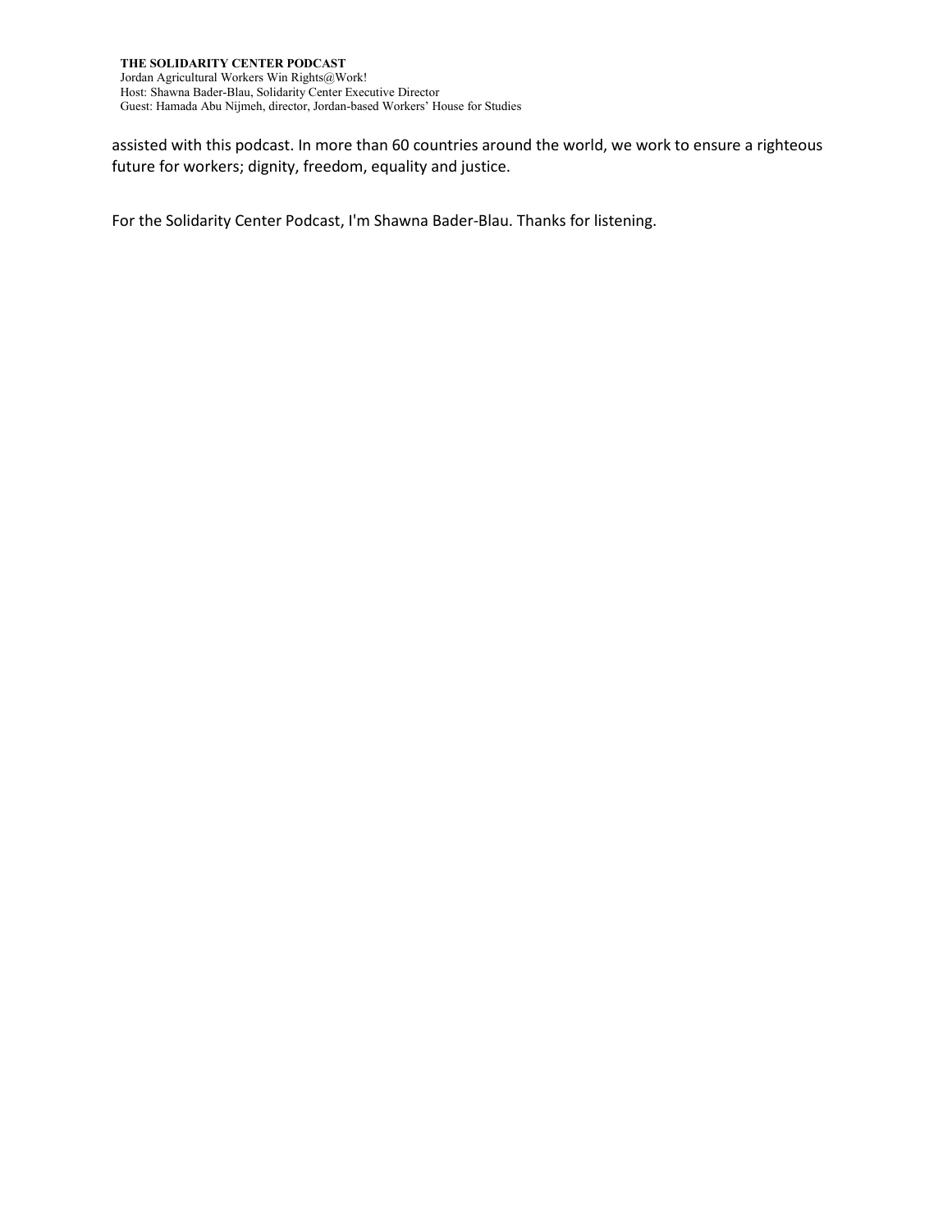assisted with this podcast. In more than 60 countries around the world, we work to ensure a righteous future for workers; dignity, freedom, equality and justice.

For the Solidarity Center Podcast, I'm Shawna Bader-Blau. Thanks for listening.